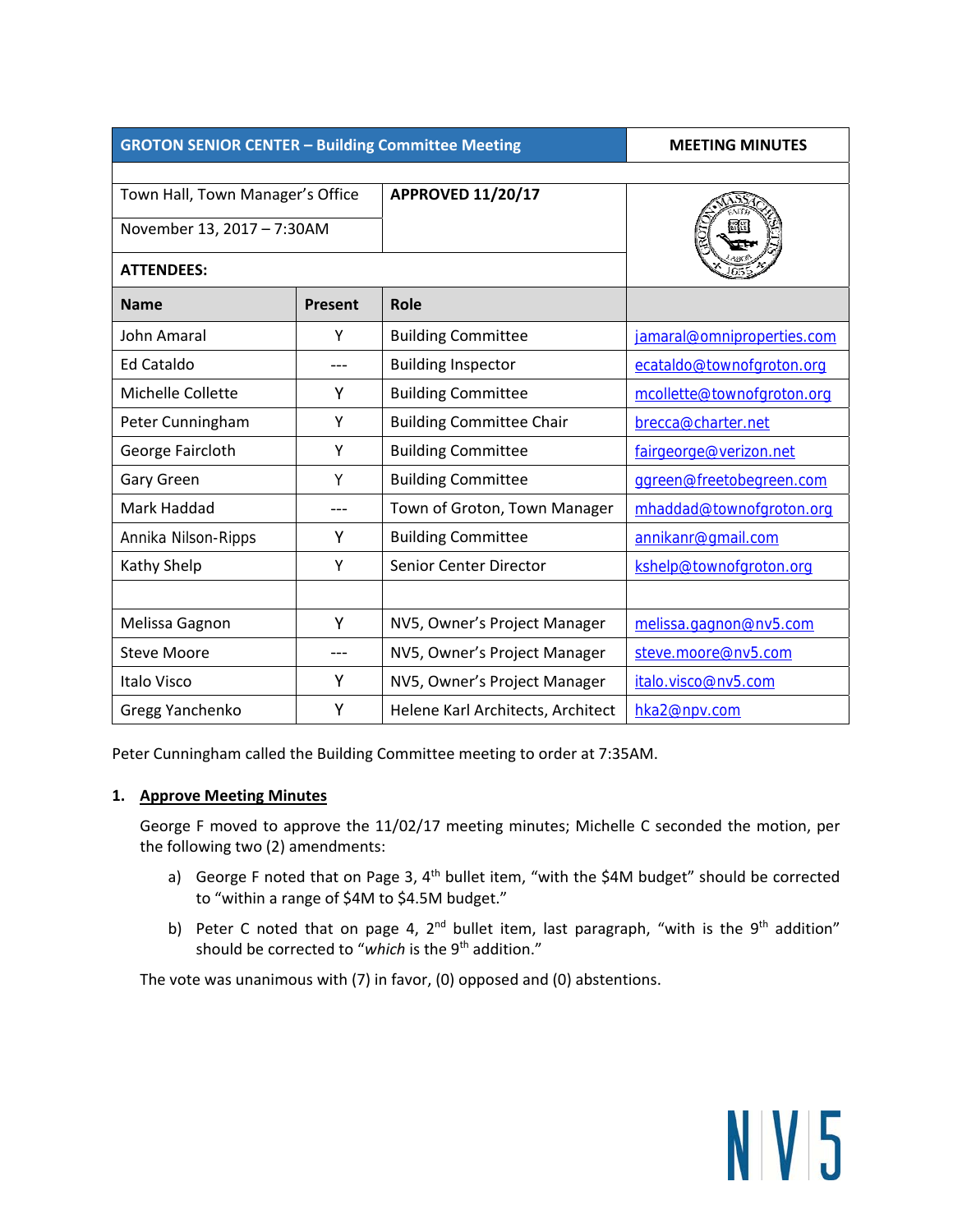| GROTON SENIOR CENTER – Building Committee Meeting | | MEETING MINUTES |
|---|---|---|
| Town Hall, Town Manager's Office | APPROVED 11/20/17 | |
| November 13, 2017 – 7:30AM | | |
| **ATTENDEES:** | | |

| Name | Present | Role | |
|---|---|---|---|
| John Amaral | Y | Building Committee | jamaral@omniproperties.com |
| Ed Cataldo | --- | Building Inspector | ecataldo@townofgroton.org |
| Michelle Collette | Y | Building Committee | mcollette@townofgroton.org |
| Peter Cunningham | Y | Building Committee Chair | brecca@charter.net |
| George Faircloth | Y | Building Committee | fairgeorge@verizon.net |
| Gary Green | Y | Building Committee | ggreen@freetobegreen.com |
| Mark Haddad | --- | Town of Groton, Town Manager | mhaddad@townofgroton.org |
| Annika Nilson-Ripps | Y | Building Committee | annikanr@gmail.com |
| Kathy Shelp | Y | Senior Center Director | kshelp@townofgroton.org |
| | | | |
| Melissa Gagnon | Y | NV5, Owner's Project Manager | melissa.gagnon@nv5.com |
| Steve Moore | --- | NV5, Owner's Project Manager | steve.moore@nv5.com |
| Italo Visco | Y | NV5, Owner's Project Manager | italo.visco@nv5.com |
| Gregg Yanchenko | Y | Helene Karl Architects, Architect | hka2@npv.com |

Peter Cunningham called the Building Committee meeting to order at 7:35AM.

1. **Approve Meeting Minutes**

   George F moved to approve the 11/02/17 meeting minutes; Michelle C seconded the motion, per the following two (2) amendments:

   a) George F noted that on Page 3, 4th bullet item, "with the $4M budget" should be corrected to "within a range of $4M to $4.5M budget."

   b) Peter C noted that on page 4, 2nd bullet item, last paragraph, "with is the 9th addition" should be corrected to "*which* is the 9th addition."

   The vote was unanimous with (7) in favor, (0) opposed and (0) abstentions.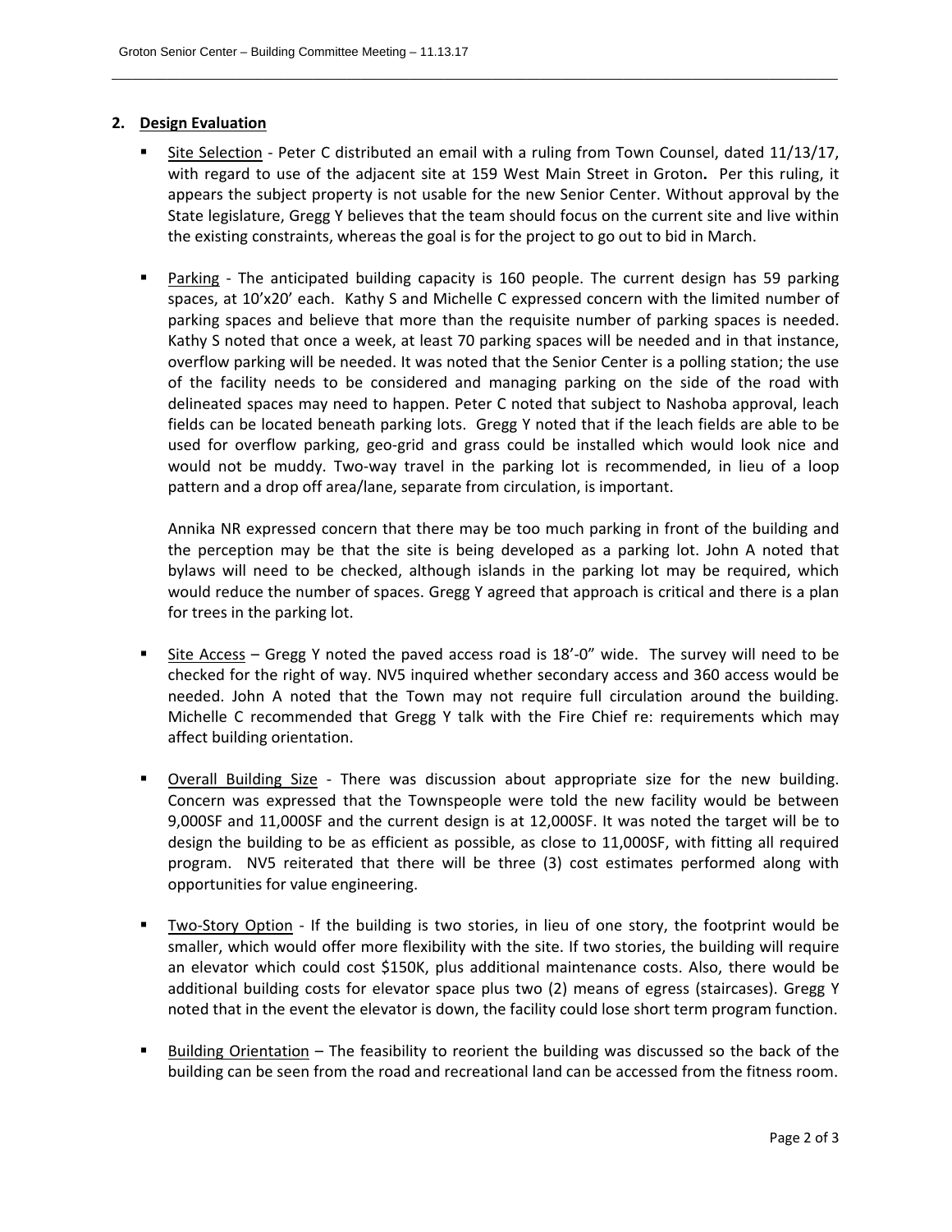## 2. Design Evaluation

- Site Selection - Peter C distributed an email with a ruling from Town Counsel, dated 11/13/17, with regard to use of the adjacent site at 159 West Main Street in Groton**.** Per this ruling, it appears the subject property is not usable for the new Senior Center. Without approval by the State legislature, Gregg Y believes that the team should focus on the current site and live within the existing constraints, whereas the goal is for the project to go out to bid in March.

- Parking - The anticipated building capacity is 160 people. The current design has 59 parking spaces, at 10'x20' each. Kathy S and Michelle C expressed concern with the limited number of parking spaces and believe that more than the requisite number of parking spaces is needed. Kathy S noted that once a week, at least 70 parking spaces will be needed and in that instance, overflow parking will be needed. It was noted that the Senior Center is a polling station; the use of the facility needs to be considered and managing parking on the side of the road with delineated spaces may need to happen. Peter C noted that subject to Nashoba approval, leach fields can be located beneath parking lots. Gregg Y noted that if the leach fields are able to be used for overflow parking, geo-grid and grass could be installed which would look nice and would not be muddy. Two-way travel in the parking lot is recommended, in lieu of a loop pattern and a drop off area/lane, separate from circulation, is important.

  Annika NR expressed concern that there may be too much parking in front of the building and the perception may be that the site is being developed as a parking lot. John A noted that bylaws will need to be checked, although islands in the parking lot may be required, which would reduce the number of spaces. Gregg Y agreed that approach is critical and there is a plan for trees in the parking lot.

- Site Access – Gregg Y noted the paved access road is 18'-0" wide. The survey will need to be checked for the right of way. NV5 inquired whether secondary access and 360 access would be needed. John A noted that the Town may not require full circulation around the building. Michelle C recommended that Gregg Y talk with the Fire Chief re: requirements which may affect building orientation.

- Overall Building Size - There was discussion about appropriate size for the new building. Concern was expressed that the Townspeople were told the new facility would be between 9,000SF and 11,000SF and the current design is at 12,000SF. It was noted the target will be to design the building to be as efficient as possible, as close to 11,000SF, with fitting all required program. NV5 reiterated that there will be three (3) cost estimates performed along with opportunities for value engineering.

- Two-Story Option - If the building is two stories, in lieu of one story, the footprint would be smaller, which would offer more flexibility with the site. If two stories, the building will require an elevator which could cost $150K, plus additional maintenance costs. Also, there would be additional building costs for elevator space plus two (2) means of egress (staircases). Gregg Y noted that in the event the elevator is down, the facility could lose short term program function.

- Building Orientation – The feasibility to reorient the building was discussed so the back of the building can be seen from the road and recreational land can be accessed from the fitness room.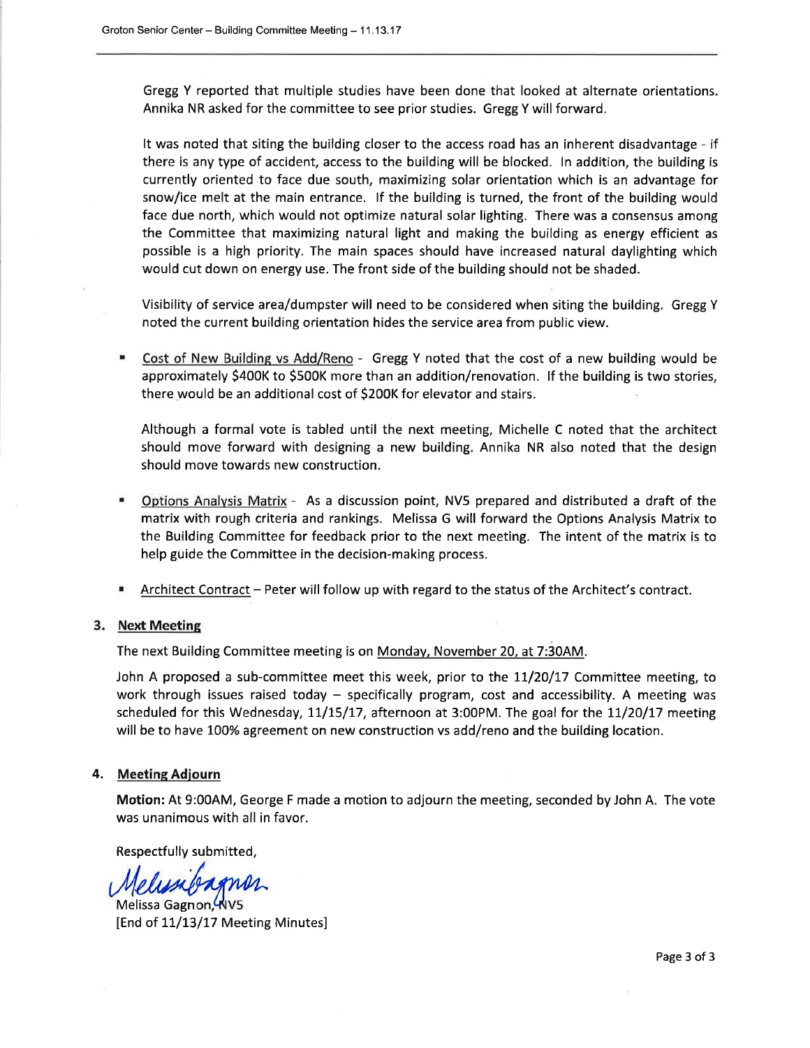Gregg Y reported that multiple studies have been done that looked at alternate orientations. Annika NR asked for the committee to see prior studies. Gregg Y will forward.

It was noted that siting the building closer to the access road has an inherent disadvantage - if there is any type of accident, access to the building will be blocked. In addition, the building is currently oriented to face due south, maximizing solar orientation which is an advantage for snow/ice melt at the main entrance. If the building is turned, the front of the building would face due north, which would not optimize natural solar lighting. There was a consensus among the Committee that maximizing natural light and making the building as energy efficient as possible is a high priority. The main spaces should have increased natural daylighting which would cut down on energy use. The front side of the building should not be shaded.

Visibility of service area/dumpster will need to be considered when siting the building. Gregg Y noted the current building orientation hides the service area from public view.

- Cost of New Building vs Add/Reno - Gregg Y noted that the cost of a new building would be approximately $400K to $500K more than an addition/renovation. If the building is two stories, there would be an additional cost of $200K for elevator and stairs.

  Although a formal vote is tabled until the next meeting, Michelle C noted that the architect should move forward with designing a new building. Annika NR also noted that the design should move towards new construction.

- Options Analysis Matrix - As a discussion point, NV5 prepared and distributed a draft of the matrix with rough criteria and rankings. Melissa G will forward the Options Analysis Matrix to the Building Committee for feedback prior to the next meeting. The intent of the matrix is to help guide the Committee in the decision-making process.

- Architect Contract – Peter will follow up with regard to the status of the Architect's contract.

## 3. Next Meeting

The next Building Committee meeting is on Monday, November 20, at 7:30AM.

John A proposed a sub-committee meet this week, prior to the 11/20/17 Committee meeting, to work through issues raised today – specifically program, cost and accessibility. A meeting was scheduled for this Wednesday, 11/15/17, afternoon at 3:00PM. The goal for the 11/20/17 meeting will be to have 100% agreement on new construction vs add/reno and the building location.

## 4. Meeting Adjourn

**Motion:** At 9:00AM, George F made a motion to adjourn the meeting, seconded by John A. The vote was unanimous with all in favor.

Respectfully submitted,

Melissa Gagnon

Melissa Gagnon, NV5
[End of 11/13/17 Meeting Minutes]